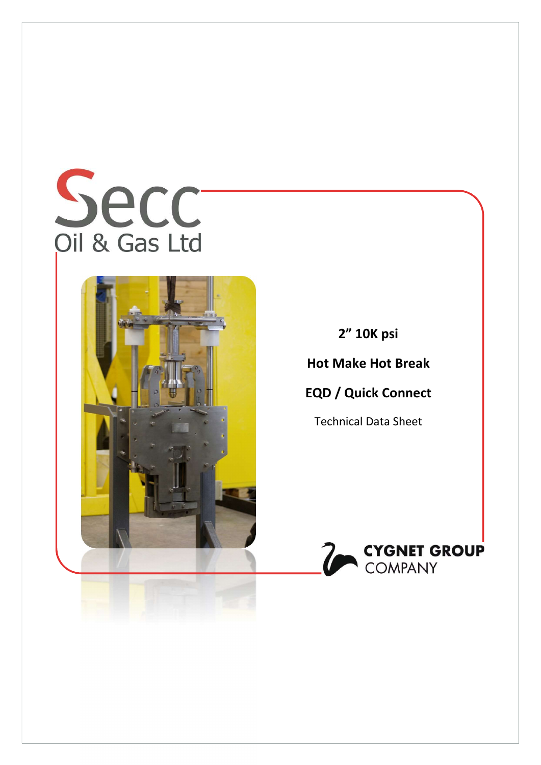Secc

Oil & Gas Ltd

# 2" 10K psi

# Hot Make Hot Break

# EQD / Quick Connect

Technical Data Sheet

CYGNET GROUP COMPANY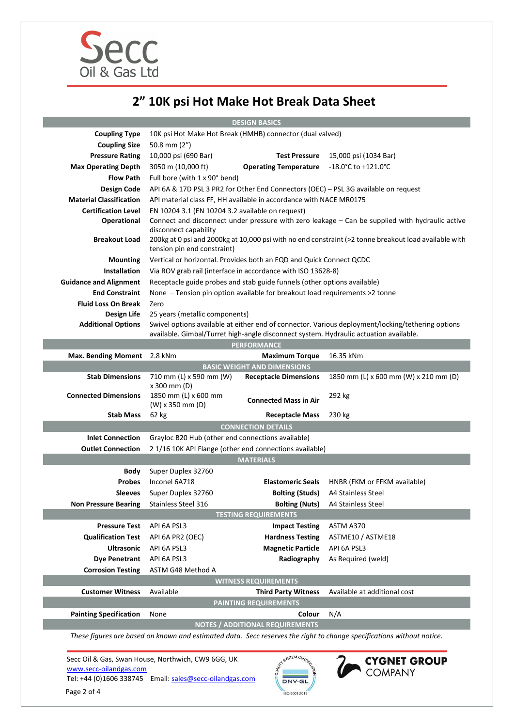# 2" 10K psi Hot Make Hot Break Data Sheet

| DESIGN BASICS | | | |
|---|---|---|---|
| **Coupling Type** | 10K psi Hot Make Hot Break (HMHB) connector (dual valved) | | |
| **Coupling Size** | 50.8 mm (2") | | |
| **Pressure Rating** | 10,000 psi (690 Bar) | **Test Pressure** | 15,000 psi (1034 Bar) |
| **Max Operating Depth** | 3050 m (10,000 ft) | **Operating Temperature** | -18.0°C to +121.0°C |
| **Flow Path** | Full bore (with 1 x 90° bend) | | |
| **Design Code** | API 6A & 17D PSL 3 PR2 for Other End Connectors (OEC) – PSL 3G available on request | | |
| **Material Classification** | API material class FF, HH available in accordance with NACE MR0175 | | |
| **Certification Level** | EN 10204 3.1 (EN 10204 3.2 available on request) | | |
| **Operational** | Connect and disconnect under pressure with zero leakage – Can be supplied with hydraulic active disconnect capability | | |
| **Breakout Load** | 200kg at 0 psi and 2000kg at 10,000 psi with no end constraint (>2 tonne breakout load available with tension pin end constraint) | | |
| **Mounting** | Vertical or horizontal. Provides both an EQD and Quick Connect QCDC | | |
| **Installation** | Via ROV grab rail (interface in accordance with ISO 13628-8) | | |
| **Guidance and Alignment** | Receptacle guide probes and stab guide funnels (other options available) | | |
| **End Constraint** | None – Tension pin option available for breakout load requirements >2 tonne | | |
| **Fluid Loss On Break** | Zero | | |
| **Design Life** | 25 years (metallic components) | | |
| **Additional Options** | Swivel options available at either end of connector. Various deployment/locking/tethering options available. Gimbal/Turret high-angle disconnect system. Hydraulic actuation available. | | |
| **PERFORMANCE** | | | |
| **Max. Bending Moment** | 2.8 kNm | **Maximum Torque** | 16.35 kNm |
| **BASIC WEIGHT AND DIMENSIONS** | | | |
| **Stab Dimensions** | 710 mm (L) x 590 mm (W) x 300 mm (D) | **Receptacle Dimensions** | 1850 mm (L) x 600 mm (W) x 210 mm (D) |
| **Connected Dimensions** | 1850 mm (L) x 600 mm (W) x 350 mm (D) | **Connected Mass in Air** | 292 kg |
| **Stab Mass** | 62 kg | **Receptacle Mass** | 230 kg |
| **CONNECTION DETAILS** | | | |
| **Inlet Connection** | Grayloc B20 Hub (other end connections available) | | |
| **Outlet Connection** | 2 1/16 10K API Flange (other end connections available) | | |
| **MATERIALS** | | | |
| **Body** | Super Duplex 32760 | | |
| **Probes** | Inconel 6A718 | **Elastomeric Seals** | HNBR (FKM or FFKM available) |
| **Sleeves** | Super Duplex 32760 | **Bolting (Studs)** | A4 Stainless Steel |
| **Non Pressure Bearing** | Stainless Steel 316 | **Bolting (Nuts)** | A4 Stainless Steel |
| **TESTING REQUIREMENTS** | | | |
| **Pressure Test** | API 6A PSL3 | **Impact Testing** | ASTM A370 |
| **Qualification Test** | API 6A PR2 (OEC) | **Hardness Testing** | ASTME10 / ASTME18 |
| **Ultrasonic** | API 6A PSL3 | **Magnetic Particle** | API 6A PSL3 |
| **Dye Penetrant** | API 6A PSL3 | **Radiography** | As Required (weld) |
| **Corrosion Testing** | ASTM G48 Method A | | |
| **WITNESS REQUIREMENTS** | | | |
| **Customer Witness** | Available | **Third Party Witness** | Available at additional cost |
| **PAINTING REQUIREMENTS** | | | |
| **Painting Specification** | None | **Colour** | N/A |
| **NOTES / ADDITIONAL REQUIREMENTS** | | | |

*These figures are based on known and estimated data. Secc reserves the right to change specifications without notice.*

Secc Oil & Gas, Swan House, Northwich, CW9 6GG, UK
www.secc-oilandgas.com
Tel: +44 (0)1606 338745 Email: sales@secc-oilandgas.com

CYGNET GROUP COMPANY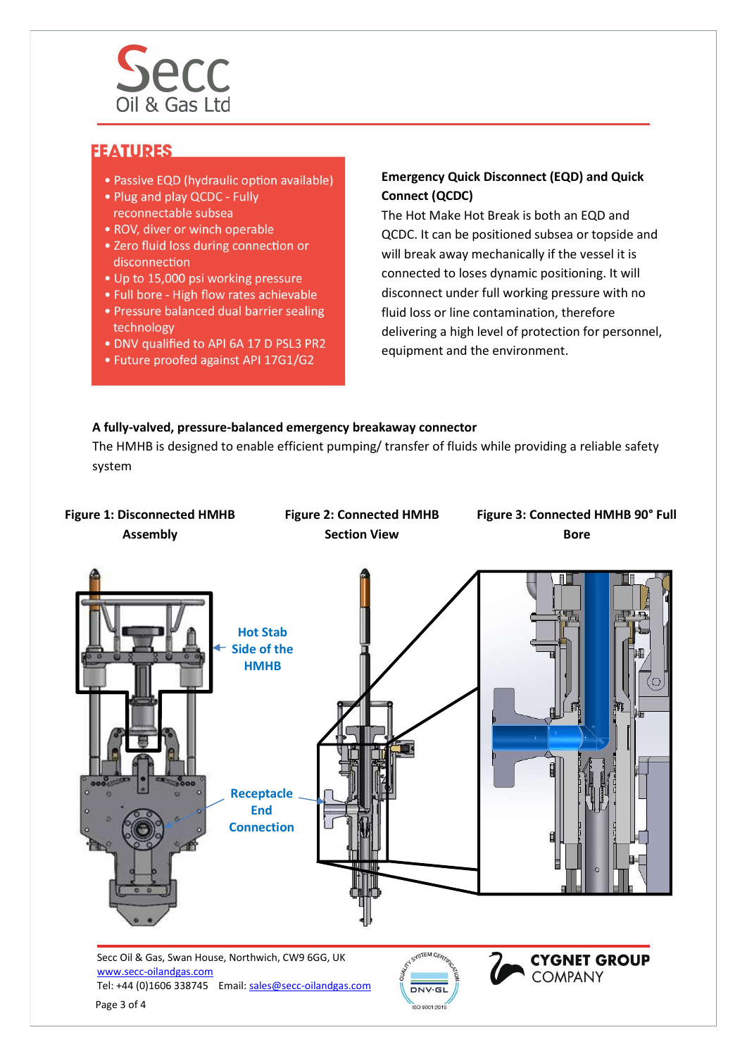## FEATURES

- Passive EQD (hydraulic option available)
- Plug and play QCDC - Fully reconnectable subsea
- ROV, diver or winch operable
- Zero fluid loss during connection or disconnection
- Up to 15,000 psi working pressure
- Full bore - High flow rates achievable
- Pressure balanced dual barrier sealing technology
- DNV qualified to API 6A 17 D PSL3 PR2
- Future proofed against API 17G1/G2

**Emergency Quick Disconnect (EQD) and Quick Connect (QCDC)**

The Hot Make Hot Break is both an EQD and QCDC. It can be positioned subsea or topside and will break away mechanically if the vessel it is connected to loses dynamic positioning. It will disconnect under full working pressure with no fluid loss or line contamination, therefore delivering a high level of protection for personnel, equipment and the environment.

**A fully-valved, pressure-balanced emergency breakaway connector**

The HMHB is designed to enable efficient pumping/ transfer of fluids while providing a reliable safety system

**Figure 1: Disconnected HMHB Assembly**

**Figure 2: Connected HMHB Section View**

**Figure 3: Connected HMHB 90° Full Bore**

Hot Stab Side of the HMHB

Receptacle End Connection

Secc Oil & Gas, Swan House, Northwich, CW9 6GG, UK
www.secc-oilandgas.com
Tel: +44 (0)1606 338745 Email: sales@secc-oilandgas.com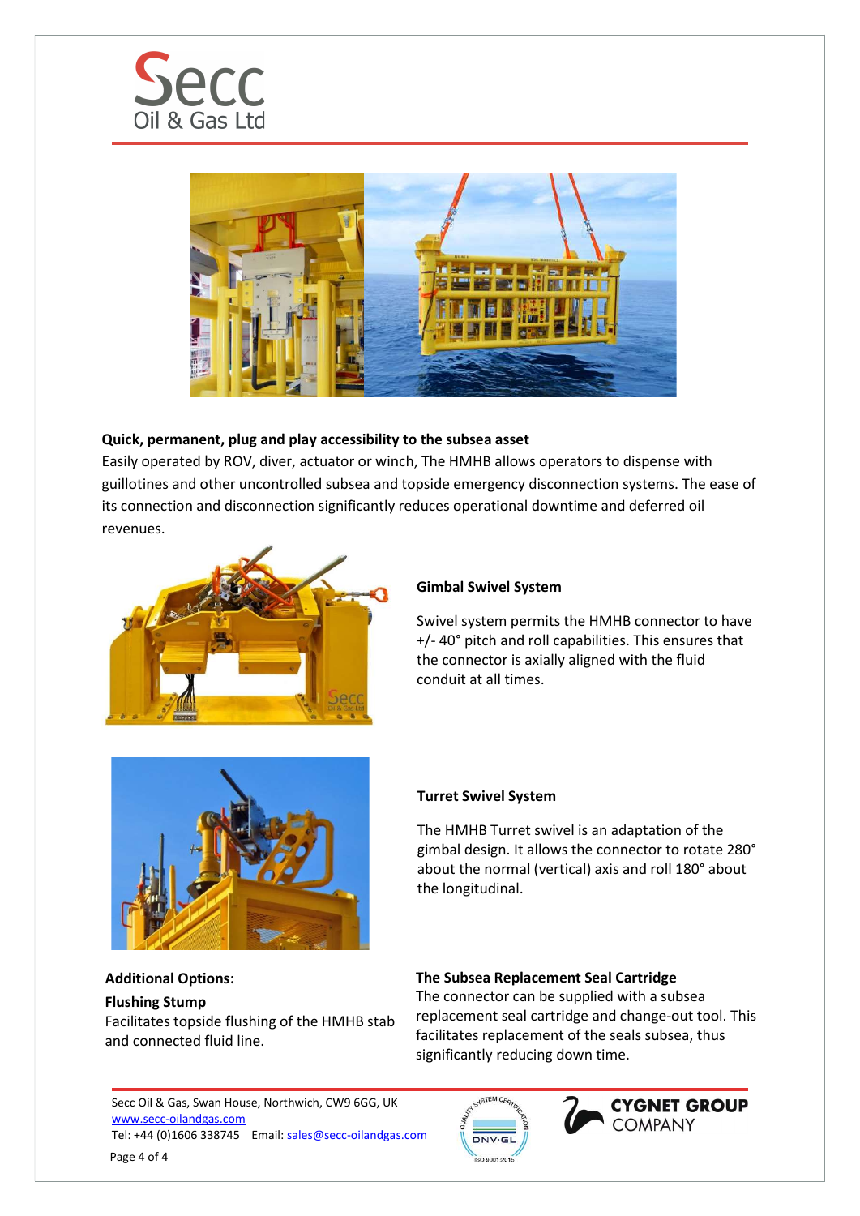**Quick, permanent, plug and play accessibility to the subsea asset**

Easily operated by ROV, diver, actuator or winch, The HMHB allows operators to dispense with guillotines and other uncontrolled subsea and topside emergency disconnection systems. The ease of its connection and disconnection significantly reduces operational downtime and deferred oil revenues.

**Gimbal Swivel System**

Swivel system permits the HMHB connector to have +/- 40° pitch and roll capabilities. This ensures that the connector is axially aligned with the fluid conduit at all times.

**Turret Swivel System**

The HMHB Turret swivel is an adaptation of the gimbal design. It allows the connector to rotate 280° about the normal (vertical) axis and roll 180° about the longitudinal.

**Additional Options:**

**Flushing Stump**

Facilitates topside flushing of the HMHB stab and connected fluid line.

**The Subsea Replacement Seal Cartridge**

The connector can be supplied with a subsea replacement seal cartridge and change-out tool. This facilitates replacement of the seals subsea, thus significantly reducing down time.

Secc Oil & Gas, Swan House, Northwich, CW9 6GG, UK
www.secc-oilandgas.com
Tel: +44 (0)1606 338745 Email: sales@secc-oilandgas.com